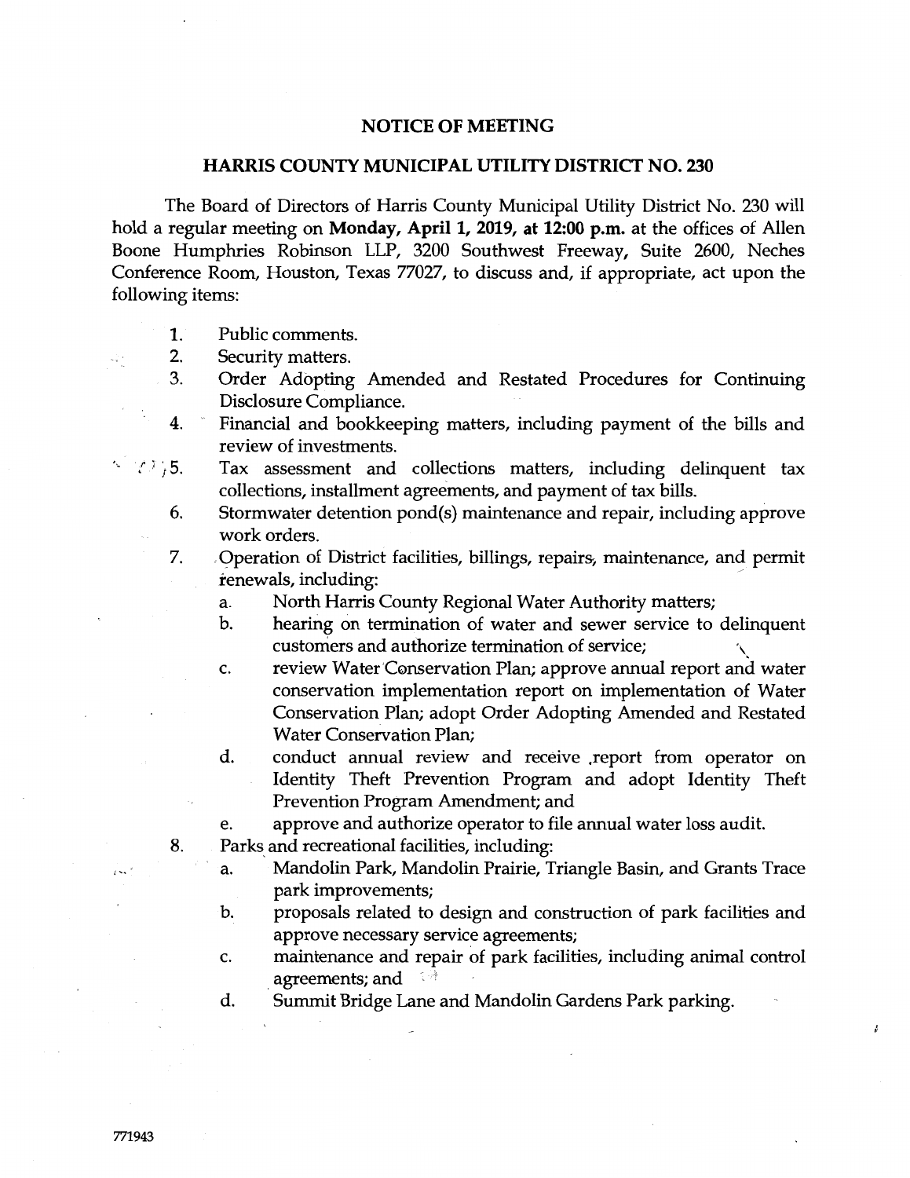## NOTICE OF MEETING

## HARRIS COUNTY MUNICIPAL UTILITY DISTRICT NO. 230

The Board of Directors of Harris County Municipal Utility District No. 230 will hold a regular meeting on **Monday, April 1, 2019, at 12:00 p.m.** at the offices of Allen Boone Humphries Robinson LLP, 3200 Southwest Freeway, Suite 2600, Neches Conference Room, Houston, Texas 77027, to discuss and, if appropriate, act upon the following items:

1. Public comments.
2. Security matters.
3. Order Adopting Amended and Restated Procedures for Continuing Disclosure Compliance.
4. Financial and bookkeeping matters, including payment of the bills and review of investments.
5. Tax assessment and collections matters, including delinquent tax collections, installment agreements, and payment of tax bills.
6. Stormwater detention pond(s) maintenance and repair, including approve work orders.
7. Operation of District facilities, billings, repairs, maintenance, and permit renewals, including:
   a. North Harris County Regional Water Authority matters;
   b. hearing on termination of water and sewer service to delinquent customers and authorize termination of service;
   c. review Water Conservation Plan; approve annual report and water conservation implementation report on implementation of Water Conservation Plan; adopt Order Adopting Amended and Restated Water Conservation Plan;
   d. conduct annual review and receive report from operator on Identity Theft Prevention Program and adopt Identity Theft Prevention Program Amendment; and
   e. approve and authorize operator to file annual water loss audit.
8. Parks and recreational facilities, including:
   a. Mandolin Park, Mandolin Prairie, Triangle Basin, and Grants Trace park improvements;
   b. proposals related to design and construction of park facilities and approve necessary service agreements;
   c. maintenance and repair of park facilities, including animal control agreements; and
   d. Summit Bridge Lane and Mandolin Gardens Park parking.

771943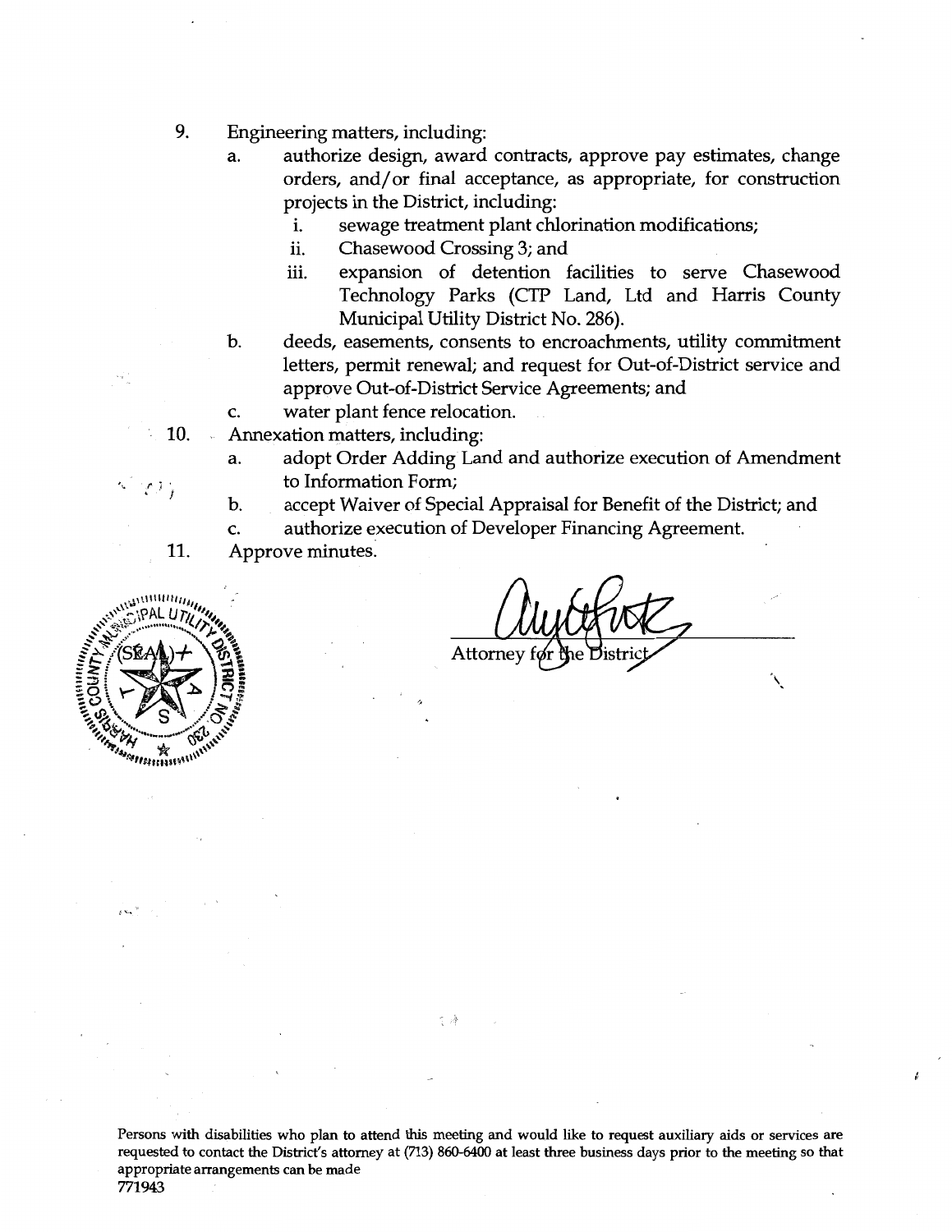9. Engineering matters, including:
   a. authorize design, award contracts, approve pay estimates, change orders, and/or final acceptance, as appropriate, for construction projects in the District, including:
      i. sewage treatment plant chlorination modifications;
      ii. Chasewood Crossing 3; and
      iii. expansion of detention facilities to serve Chasewood Technology Parks (CTP Land, Ltd and Harris County Municipal Utility District No. 286).
   b. deeds, easements, consents to encroachments, utility commitment letters, permit renewal; and request for Out-of-District service and approve Out-of-District Service Agreements; and
   c. water plant fence relocation.
10. Annexation matters, including:
    a. adopt Order Adding Land and authorize execution of Amendment to Information Form;
    b. accept Waiver of Special Appraisal for Benefit of the District; and
    c. authorize execution of Developer Financing Agreement.
11. Approve minutes.

(SEAL) HARRIS COUNTY MUNICIPAL UTILITY DISTRICT NO. 230

Attorney for the District

Persons with disabilities who plan to attend this meeting and would like to request auxiliary aids or services are requested to contact the District's attorney at (713) 860-6400 at least three business days prior to the meeting so that appropriate arrangements can be made

771943